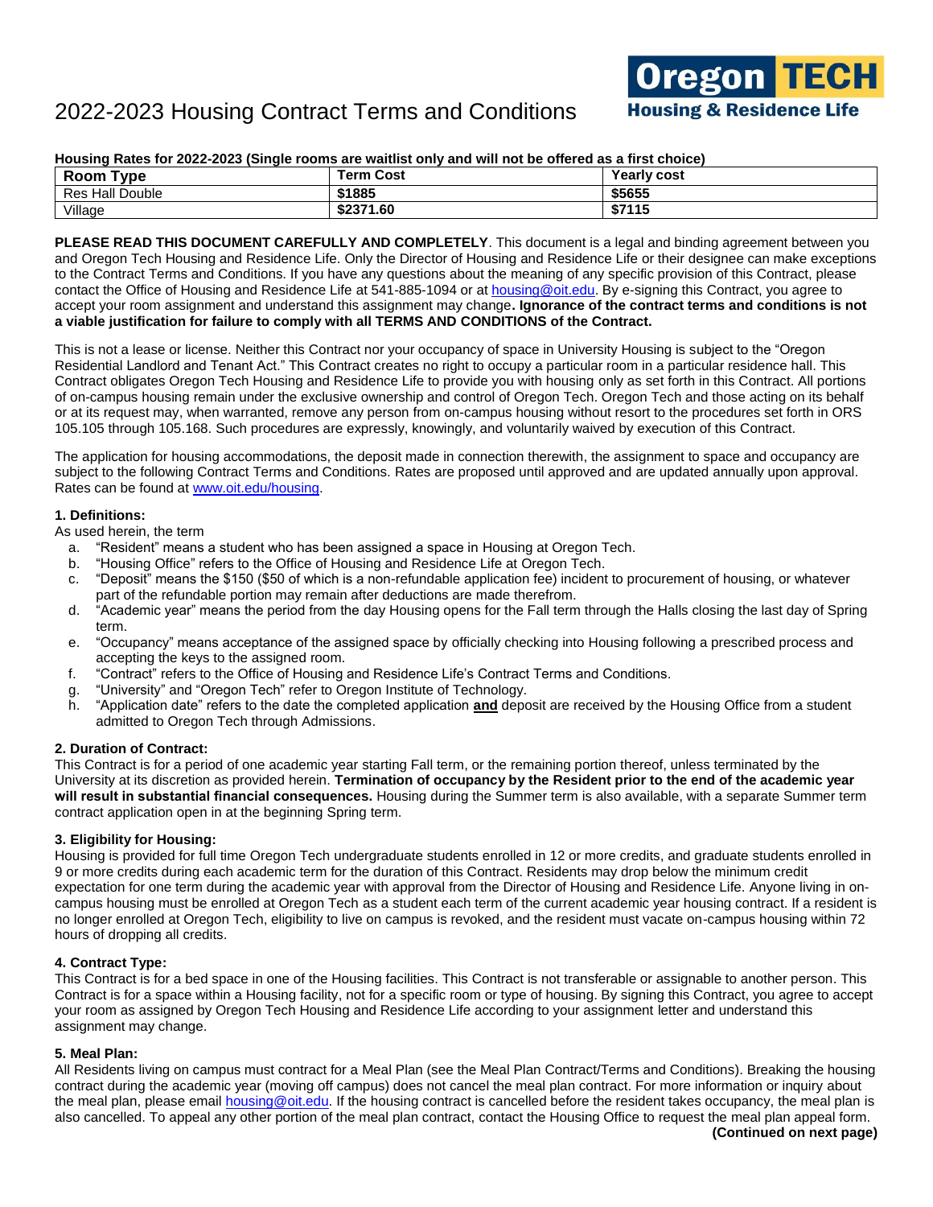# 2022-2023 Housing Contract Terms and Conditions

Oregon TECH Housing & Residence Life

**Housing Rates for 2022-2023 (Single rooms are waitlist only and will not be offered as a first choice)**

| Room Type | Term Cost | Yearly cost |
|---|---|---|
| Res Hall Double | **$1885** | **$5655** |
| Village | **$2371.60** | **$7115** |

**PLEASE READ THIS DOCUMENT CAREFULLY AND COMPLETELY**. This document is a legal and binding agreement between you and Oregon Tech Housing and Residence Life. Only the Director of Housing and Residence Life or their designee can make exceptions to the Contract Terms and Conditions. If you have any questions about the meaning of any specific provision of this Contract, please contact the Office of Housing and Residence Life at 541-885-1094 or at housing@oit.edu. By e-signing this Contract, you agree to accept your room assignment and understand this assignment may change**. Ignorance of the contract terms and conditions is not a viable justification for failure to comply with all TERMS AND CONDITIONS of the Contract.**

This is not a lease or license. Neither this Contract nor your occupancy of space in University Housing is subject to the "Oregon Residential Landlord and Tenant Act." This Contract creates no right to occupy a particular room in a particular residence hall. This Contract obligates Oregon Tech Housing and Residence Life to provide you with housing only as set forth in this Contract. All portions of on-campus housing remain under the exclusive ownership and control of Oregon Tech. Oregon Tech and those acting on its behalf or at its request may, when warranted, remove any person from on-campus housing without resort to the procedures set forth in ORS 105.105 through 105.168. Such procedures are expressly, knowingly, and voluntarily waived by execution of this Contract.

The application for housing accommodations, the deposit made in connection therewith, the assignment to space and occupancy are subject to the following Contract Terms and Conditions. Rates are proposed until approved and are updated annually upon approval. Rates can be found at www.oit.edu/housing.

**1. Definitions:**

As used herein, the term

a. "Resident" means a student who has been assigned a space in Housing at Oregon Tech.
b. "Housing Office" refers to the Office of Housing and Residence Life at Oregon Tech.
c. "Deposit" means the $150 ($50 of which is a non-refundable application fee) incident to procurement of housing, or whatever part of the refundable portion may remain after deductions are made therefrom.
d. "Academic year" means the period from the day Housing opens for the Fall term through the Halls closing the last day of Spring term.
e. "Occupancy" means acceptance of the assigned space by officially checking into Housing following a prescribed process and accepting the keys to the assigned room.
f. "Contract" refers to the Office of Housing and Residence Life's Contract Terms and Conditions.
g. "University" and "Oregon Tech" refer to Oregon Institute of Technology.
h. "Application date" refers to the date the completed application **and** deposit are received by the Housing Office from a student admitted to Oregon Tech through Admissions.

**2. Duration of Contract:**

This Contract is for a period of one academic year starting Fall term, or the remaining portion thereof, unless terminated by the University at its discretion as provided herein. **Termination of occupancy by the Resident prior to the end of the academic year will result in substantial financial consequences.** Housing during the Summer term is also available, with a separate Summer term contract application open in at the beginning Spring term.

**3. Eligibility for Housing:**

Housing is provided for full time Oregon Tech undergraduate students enrolled in 12 or more credits, and graduate students enrolled in 9 or more credits during each academic term for the duration of this Contract. Residents may drop below the minimum credit expectation for one term during the academic year with approval from the Director of Housing and Residence Life. Anyone living in on-campus housing must be enrolled at Oregon Tech as a student each term of the current academic year housing contract. If a resident is no longer enrolled at Oregon Tech, eligibility to live on campus is revoked, and the resident must vacate on-campus housing within 72 hours of dropping all credits.

**4. Contract Type:**

This Contract is for a bed space in one of the Housing facilities. This Contract is not transferable or assignable to another person. This Contract is for a space within a Housing facility, not for a specific room or type of housing. By signing this Contract, you agree to accept your room as assigned by Oregon Tech Housing and Residence Life according to your assignment letter and understand this assignment may change.

**5. Meal Plan:**

All Residents living on campus must contract for a Meal Plan (see the Meal Plan Contract/Terms and Conditions). Breaking the housing contract during the academic year (moving off campus) does not cancel the meal plan contract. For more information or inquiry about the meal plan, please email housing@oit.edu. If the housing contract is cancelled before the resident takes occupancy, the meal plan is also cancelled. To appeal any other portion of the meal plan contract, contact the Housing Office to request the meal plan appeal form.

**(Continued on next page)**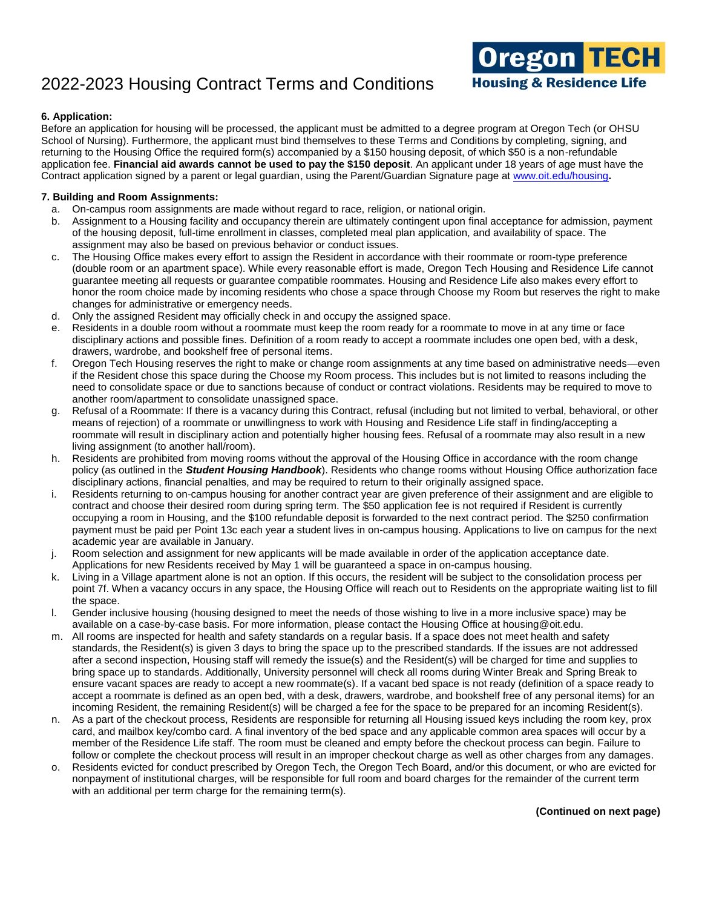# 2022-2023 Housing Contract Terms and Conditions

**6. Application:**
Before an application for housing will be processed, the applicant must be admitted to a degree program at Oregon Tech (or OHSU School of Nursing). Furthermore, the applicant must bind themselves to these Terms and Conditions by completing, signing, and returning to the Housing Office the required form(s) accompanied by a $150 housing deposit, of which $50 is a non-refundable application fee. **Financial aid awards cannot be used to pay the $150 deposit**. An applicant under 18 years of age must have the Contract application signed by a parent or legal guardian, using the Parent/Guardian Signature page at www.oit.edu/housing**.**

**7. Building and Room Assignments:**

a. On-campus room assignments are made without regard to race, religion, or national origin.

b. Assignment to a Housing facility and occupancy therein are ultimately contingent upon final acceptance for admission, payment of the housing deposit, full-time enrollment in classes, completed meal plan application, and availability of space. The assignment may also be based on previous behavior or conduct issues.

c. The Housing Office makes every effort to assign the Resident in accordance with their roommate or room-type preference (double room or an apartment space). While every reasonable effort is made, Oregon Tech Housing and Residence Life cannot guarantee meeting all requests or guarantee compatible roommates. Housing and Residence Life also makes every effort to honor the room choice made by incoming residents who chose a space through Choose my Room but reserves the right to make changes for administrative or emergency needs.

d. Only the assigned Resident may officially check in and occupy the assigned space.

e. Residents in a double room without a roommate must keep the room ready for a roommate to move in at any time or face disciplinary actions and possible fines. Definition of a room ready to accept a roommate includes one open bed, with a desk, drawers, wardrobe, and bookshelf free of personal items.

f. Oregon Tech Housing reserves the right to make or change room assignments at any time based on administrative needs—even if the Resident chose this space during the Choose my Room process. This includes but is not limited to reasons including the need to consolidate space or due to sanctions because of conduct or contract violations. Residents may be required to move to another room/apartment to consolidate unassigned space.

g. Refusal of a Roommate: If there is a vacancy during this Contract, refusal (including but not limited to verbal, behavioral, or other means of rejection) of a roommate or unwillingness to work with Housing and Residence Life staff in finding/accepting a roommate will result in disciplinary action and potentially higher housing fees. Refusal of a roommate may also result in a new living assignment (to another hall/room).

h. Residents are prohibited from moving rooms without the approval of the Housing Office in accordance with the room change policy (as outlined in the ***Student Housing Handbook***). Residents who change rooms without Housing Office authorization face disciplinary actions, financial penalties, and may be required to return to their originally assigned space.

i. Residents returning to on-campus housing for another contract year are given preference of their assignment and are eligible to contract and choose their desired room during spring term. The $50 application fee is not required if Resident is currently occupying a room in Housing, and the $100 refundable deposit is forwarded to the next contract period. The $250 confirmation payment must be paid per Point 13c each year a student lives in on-campus housing. Applications to live on campus for the next academic year are available in January.

j. Room selection and assignment for new applicants will be made available in order of the application acceptance date. Applications for new Residents received by May 1 will be guaranteed a space in on-campus housing.

k. Living in a Village apartment alone is not an option. If this occurs, the resident will be subject to the consolidation process per point 7f. When a vacancy occurs in any space, the Housing Office will reach out to Residents on the appropriate waiting list to fill the space.

l. Gender inclusive housing (housing designed to meet the needs of those wishing to live in a more inclusive space) may be available on a case-by-case basis. For more information, please contact the Housing Office at housing@oit.edu.

m. All rooms are inspected for health and safety standards on a regular basis. If a space does not meet health and safety standards, the Resident(s) is given 3 days to bring the space up to the prescribed standards. If the issues are not addressed after a second inspection, Housing staff will remedy the issue(s) and the Resident(s) will be charged for time and supplies to bring space up to standards. Additionally, University personnel will check all rooms during Winter Break and Spring Break to ensure vacant spaces are ready to accept a new roommate(s). If a vacant bed space is not ready (definition of a space ready to accept a roommate is defined as an open bed, with a desk, drawers, wardrobe, and bookshelf free of any personal items) for an incoming Resident, the remaining Resident(s) will be charged a fee for the space to be prepared for an incoming Resident(s).

n. As a part of the checkout process, Residents are responsible for returning all Housing issued keys including the room key, prox card, and mailbox key/combo card. A final inventory of the bed space and any applicable common area spaces will occur by a member of the Residence Life staff. The room must be cleaned and empty before the checkout process can begin. Failure to follow or complete the checkout process will result in an improper checkout charge as well as other charges from any damages.

o. Residents evicted for conduct prescribed by Oregon Tech, the Oregon Tech Board, and/or this document, or who are evicted for nonpayment of institutional charges, will be responsible for full room and board charges for the remainder of the current term with an additional per term charge for the remaining term(s).

**(Continued on next page)**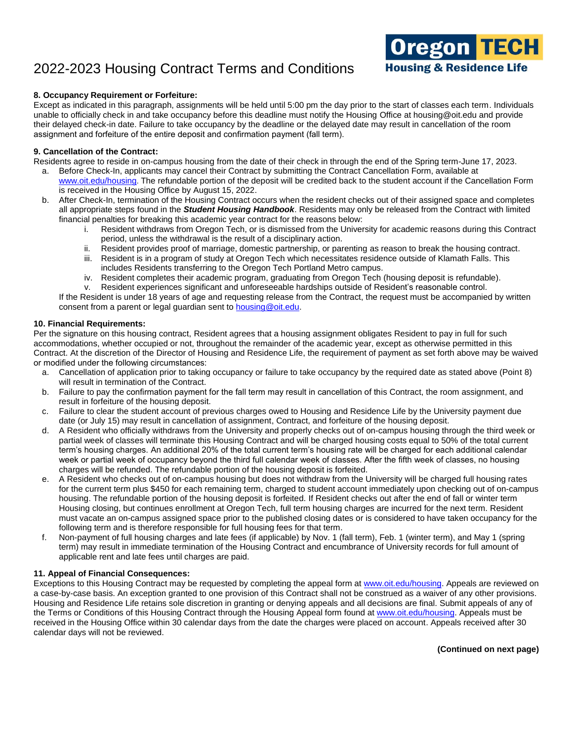# 2022-2023 Housing Contract Terms and Conditions

**8. Occupancy Requirement or Forfeiture:**
Except as indicated in this paragraph, assignments will be held until 5:00 pm the day prior to the start of classes each term. Individuals unable to officially check in and take occupancy before this deadline must notify the Housing Office at housing@oit.edu and provide their delayed check-in date. Failure to take occupancy by the deadline or the delayed date may result in cancellation of the room assignment and forfeiture of the entire deposit and confirmation payment (fall term).

**9. Cancellation of the Contract:**
Residents agree to reside in on-campus housing from the date of their check in through the end of the Spring term-June 17, 2023.

a. Before Check-In, applicants may cancel their Contract by submitting the Contract Cancellation Form, available at www.oit.edu/housing. The refundable portion of the deposit will be credited back to the student account if the Cancellation Form is received in the Housing Office by August 15, 2022.

b. After Check-In, termination of the Housing Contract occurs when the resident checks out of their assigned space and completes all appropriate steps found in the ***Student Housing Handbook***. Residents may only be released from the Contract with limited financial penalties for breaking this academic year contract for the reasons below:
   i. Resident withdraws from Oregon Tech, or is dismissed from the University for academic reasons during this Contract period, unless the withdrawal is the result of a disciplinary action.
   ii. Resident provides proof of marriage, domestic partnership, or parenting as reason to break the housing contract.
   iii. Resident is in a program of study at Oregon Tech which necessitates residence outside of Klamath Falls. This includes Residents transferring to the Oregon Tech Portland Metro campus.
   iv. Resident completes their academic program, graduating from Oregon Tech (housing deposit is refundable).
   v. Resident experiences significant and unforeseeable hardships outside of Resident's reasonable control.

   If the Resident is under 18 years of age and requesting release from the Contract, the request must be accompanied by written consent from a parent or legal guardian sent to housing@oit.edu.

**10. Financial Requirements:**
Per the signature on this housing contract, Resident agrees that a housing assignment obligates Resident to pay in full for such accommodations, whether occupied or not, throughout the remainder of the academic year, except as otherwise permitted in this Contract. At the discretion of the Director of Housing and Residence Life, the requirement of payment as set forth above may be waived or modified under the following circumstances:

a. Cancellation of application prior to taking occupancy or failure to take occupancy by the required date as stated above (Point 8) will result in termination of the Contract.

b. Failure to pay the confirmation payment for the fall term may result in cancellation of this Contract, the room assignment, and result in forfeiture of the housing deposit.

c. Failure to clear the student account of previous charges owed to Housing and Residence Life by the University payment due date (or July 15) may result in cancellation of assignment, Contract, and forfeiture of the housing deposit.

d. A Resident who officially withdraws from the University and properly checks out of on-campus housing through the third week or partial week of classes will terminate this Housing Contract and will be charged housing costs equal to 50% of the total current term's housing charges. An additional 20% of the total current term's housing rate will be charged for each additional calendar week or partial week of occupancy beyond the third full calendar week of classes. After the fifth week of classes, no housing charges will be refunded. The refundable portion of the housing deposit is forfeited.

e. A Resident who checks out of on-campus housing but does not withdraw from the University will be charged full housing rates for the current term plus $450 for each remaining term, charged to student account immediately upon checking out of on-campus housing. The refundable portion of the housing deposit is forfeited. If Resident checks out after the end of fall or winter term Housing closing, but continues enrollment at Oregon Tech, full term housing charges are incurred for the next term. Resident must vacate an on-campus assigned space prior to the published closing dates or is considered to have taken occupancy for the following term and is therefore responsible for full housing fees for that term.

f. Non-payment of full housing charges and late fees (if applicable) by Nov. 1 (fall term), Feb. 1 (winter term), and May 1 (spring term) may result in immediate termination of the Housing Contract and encumbrance of University records for full amount of applicable rent and late fees until charges are paid.

**11. Appeal of Financial Consequences:**
Exceptions to this Housing Contract may be requested by completing the appeal form at www.oit.edu/housing. Appeals are reviewed on a case-by-case basis. An exception granted to one provision of this Contract shall not be construed as a waiver of any other provisions. Housing and Residence Life retains sole discretion in granting or denying appeals and all decisions are final. Submit appeals of any of the Terms or Conditions of this Housing Contract through the Housing Appeal form found at www.oit.edu/housing. Appeals must be received in the Housing Office within 30 calendar days from the date the charges were placed on account. Appeals received after 30 calendar days will not be reviewed.

**(Continued on next page)**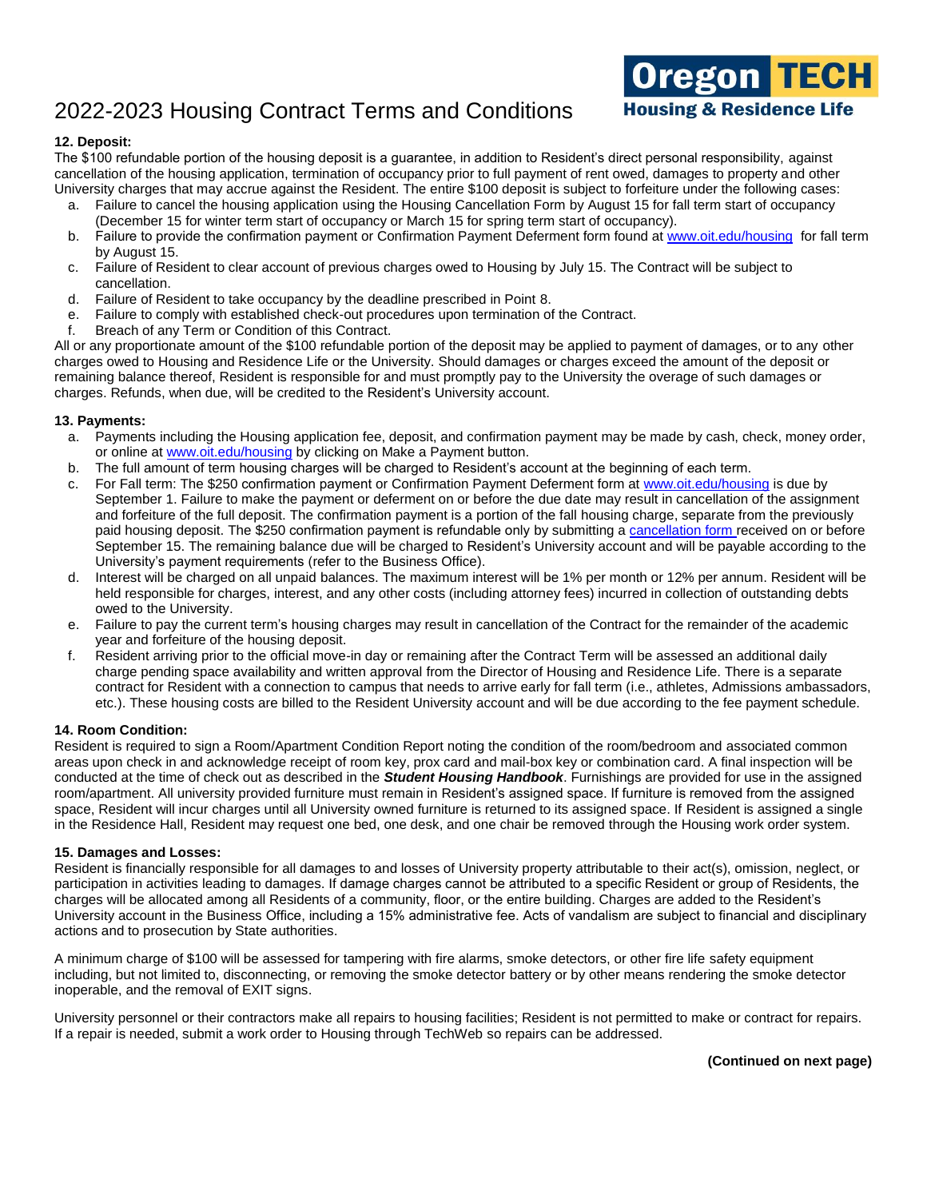# 2022-2023 Housing Contract Terms and Conditions

**Oregon TECH Housing & Residence Life**

**12. Deposit:**

The $100 refundable portion of the housing deposit is a guarantee, in addition to Resident's direct personal responsibility, against cancellation of the housing application, termination of occupancy prior to full payment of rent owed, damages to property and other University charges that may accrue against the Resident. The entire $100 deposit is subject to forfeiture under the following cases:

a. Failure to cancel the housing application using the Housing Cancellation Form by August 15 for fall term start of occupancy (December 15 for winter term start of occupancy or March 15 for spring term start of occupancy).
b. Failure to provide the confirmation payment or Confirmation Payment Deferment form found at [www.oit.edu/housing](www.oit.edu/housing) for fall term by August 15.
c. Failure of Resident to clear account of previous charges owed to Housing by July 15. The Contract will be subject to cancellation.
d. Failure of Resident to take occupancy by the deadline prescribed in Point 8.
e. Failure to comply with established check-out procedures upon termination of the Contract.
f. Breach of any Term or Condition of this Contract.

All or any proportionate amount of the $100 refundable portion of the deposit may be applied to payment of damages, or to any other charges owed to Housing and Residence Life or the University. Should damages or charges exceed the amount of the deposit or remaining balance thereof, Resident is responsible for and must promptly pay to the University the overage of such damages or charges. Refunds, when due, will be credited to the Resident's University account.

**13. Payments:**

a. Payments including the Housing application fee, deposit, and confirmation payment may be made by cash, check, money order, or online at [www.oit.edu/housing](www.oit.edu/housing) by clicking on Make a Payment button.
b. The full amount of term housing charges will be charged to Resident's account at the beginning of each term.
c. For Fall term: The $250 confirmation payment or Confirmation Payment Deferment form at [www.oit.edu/housing](www.oit.edu/housing) is due by September 1. Failure to make the payment or deferment on or before the due date may result in cancellation of the assignment and forfeiture of the full deposit. The confirmation payment is a portion of the fall housing charge, separate from the previously paid housing deposit. The $250 confirmation payment is refundable only by submitting a cancellation form received on or before September 15. The remaining balance due will be charged to Resident's University account and will be payable according to the University's payment requirements (refer to the Business Office).
d. Interest will be charged on all unpaid balances. The maximum interest will be 1% per month or 12% per annum. Resident will be held responsible for charges, interest, and any other costs (including attorney fees) incurred in collection of outstanding debts owed to the University.
e. Failure to pay the current term's housing charges may result in cancellation of the Contract for the remainder of the academic year and forfeiture of the housing deposit.
f. Resident arriving prior to the official move-in day or remaining after the Contract Term will be assessed an additional daily charge pending space availability and written approval from the Director of Housing and Residence Life. There is a separate contract for Resident with a connection to campus that needs to arrive early for fall term (i.e., athletes, Admissions ambassadors, etc.). These housing costs are billed to the Resident University account and will be due according to the fee payment schedule.

**14. Room Condition:**

Resident is required to sign a Room/Apartment Condition Report noting the condition of the room/bedroom and associated common areas upon check in and acknowledge receipt of room key, prox card and mail-box key or combination card. A final inspection will be conducted at the time of check out as described in the ***Student Housing Handbook***. Furnishings are provided for use in the assigned room/apartment. All university provided furniture must remain in Resident's assigned space. If furniture is removed from the assigned space, Resident will incur charges until all University owned furniture is returned to its assigned space. If Resident is assigned a single in the Residence Hall, Resident may request one bed, one desk, and one chair be removed through the Housing work order system.

**15. Damages and Losses:**

Resident is financially responsible for all damages to and losses of University property attributable to their act(s), omission, neglect, or participation in activities leading to damages. If damage charges cannot be attributed to a specific Resident or group of Residents, the charges will be allocated among all Residents of a community, floor, or the entire building. Charges are added to the Resident's University account in the Business Office, including a 15% administrative fee. Acts of vandalism are subject to financial and disciplinary actions and to prosecution by State authorities.

A minimum charge of $100 will be assessed for tampering with fire alarms, smoke detectors, or other fire life safety equipment including, but not limited to, disconnecting, or removing the smoke detector battery or by other means rendering the smoke detector inoperable, and the removal of EXIT signs.

University personnel or their contractors make all repairs to housing facilities; Resident is not permitted to make or contract for repairs. If a repair is needed, submit a work order to Housing through TechWeb so repairs can be addressed.

**(Continued on next page)**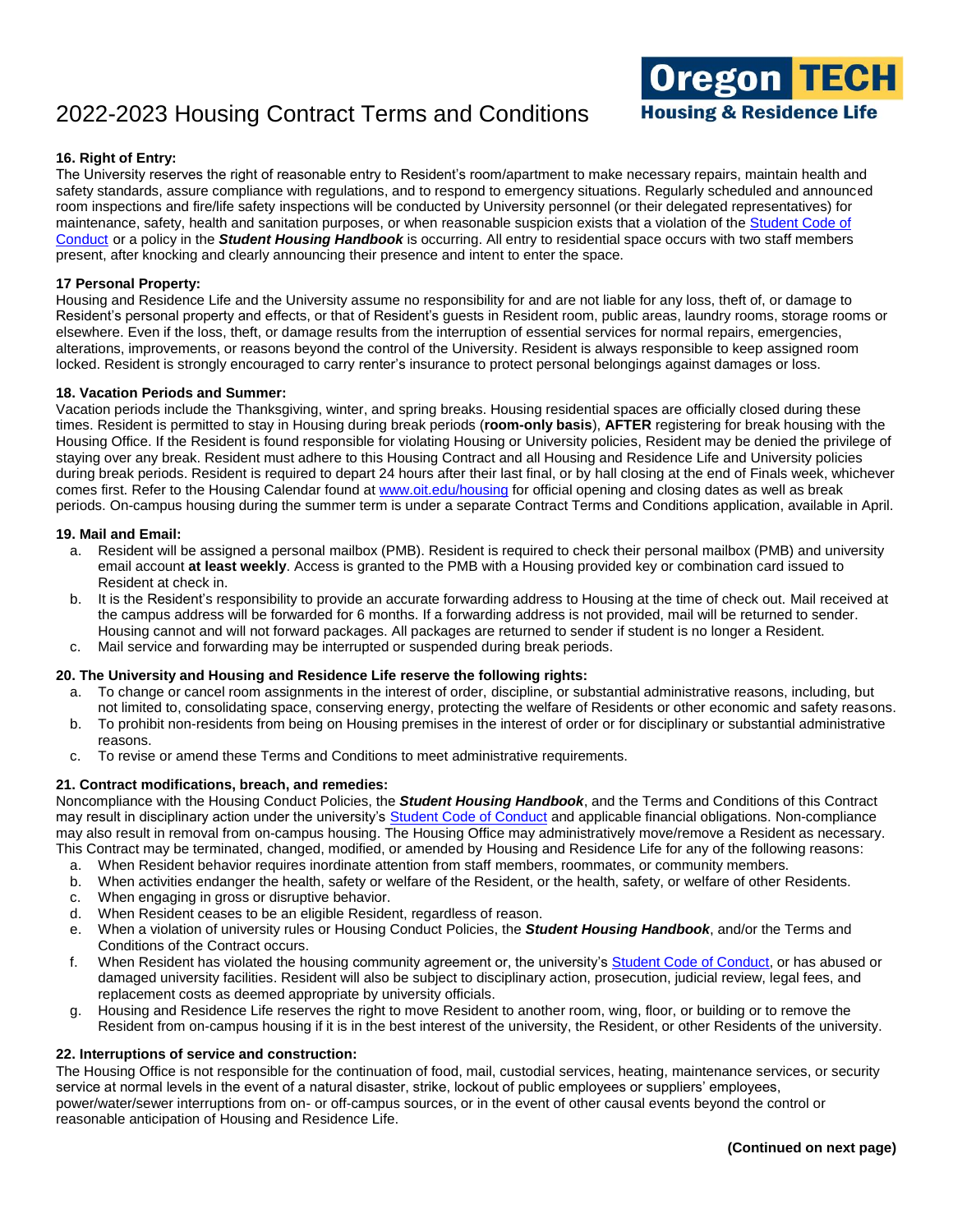# 2022-2023 Housing Contract Terms and Conditions

**16. Right of Entry:**
The University reserves the right of reasonable entry to Resident's room/apartment to make necessary repairs, maintain health and safety standards, assure compliance with regulations, and to respond to emergency situations. Regularly scheduled and announced room inspections and fire/life safety inspections will be conducted by University personnel (or their delegated representatives) for maintenance, safety, health and sanitation purposes, or when reasonable suspicion exists that a violation of the Student Code of Conduct or a policy in the ***Student Housing Handbook*** is occurring. All entry to residential space occurs with two staff members present, after knocking and clearly announcing their presence and intent to enter the space.

**17 Personal Property:**
Housing and Residence Life and the University assume no responsibility for and are not liable for any loss, theft of, or damage to Resident's personal property and effects, or that of Resident's guests in Resident room, public areas, laundry rooms, storage rooms or elsewhere. Even if the loss, theft, or damage results from the interruption of essential services for normal repairs, emergencies, alterations, improvements, or reasons beyond the control of the University. Resident is always responsible to keep assigned room locked. Resident is strongly encouraged to carry renter's insurance to protect personal belongings against damages or loss.

**18. Vacation Periods and Summer:**
Vacation periods include the Thanksgiving, winter, and spring breaks. Housing residential spaces are officially closed during these times. Resident is permitted to stay in Housing during break periods (**room-only basis**), **AFTER** registering for break housing with the Housing Office. If the Resident is found responsible for violating Housing or University policies, Resident may be denied the privilege of staying over any break. Resident must adhere to this Housing Contract and all Housing and Residence Life and University policies during break periods. Resident is required to depart 24 hours after their last final, or by hall closing at the end of Finals week, whichever comes first. Refer to the Housing Calendar found at www.oit.edu/housing for official opening and closing dates as well as break periods. On-campus housing during the summer term is under a separate Contract Terms and Conditions application, available in April.

**19. Mail and Email:**

a. Resident will be assigned a personal mailbox (PMB). Resident is required to check their personal mailbox (PMB) and university email account **at least weekly**. Access is granted to the PMB with a Housing provided key or combination card issued to Resident at check in.
b. It is the Resident's responsibility to provide an accurate forwarding address to Housing at the time of check out. Mail received at the campus address will be forwarded for 6 months. If a forwarding address is not provided, mail will be returned to sender. Housing cannot and will not forward packages. All packages are returned to sender if student is no longer a Resident.
c. Mail service and forwarding may be interrupted or suspended during break periods.

**20. The University and Housing and Residence Life reserve the following rights:**

a. To change or cancel room assignments in the interest of order, discipline, or substantial administrative reasons, including, but not limited to, consolidating space, conserving energy, protecting the welfare of Residents or other economic and safety reasons.
b. To prohibit non-residents from being on Housing premises in the interest of order or for disciplinary or substantial administrative reasons.
c. To revise or amend these Terms and Conditions to meet administrative requirements.

**21. Contract modifications, breach, and remedies:**
Noncompliance with the Housing Conduct Policies, the ***Student Housing Handbook***, and the Terms and Conditions of this Contract may result in disciplinary action under the university's Student Code of Conduct and applicable financial obligations. Non-compliance may also result in removal from on-campus housing. The Housing Office may administratively move/remove a Resident as necessary. This Contract may be terminated, changed, modified, or amended by Housing and Residence Life for any of the following reasons:

a. When Resident behavior requires inordinate attention from staff members, roommates, or community members.
b. When activities endanger the health, safety or welfare of the Resident, or the health, safety, or welfare of other Residents.
c. When engaging in gross or disruptive behavior.
d. When Resident ceases to be an eligible Resident, regardless of reason.
e. When a violation of university rules or Housing Conduct Policies, the ***Student Housing Handbook***, and/or the Terms and Conditions of the Contract occurs.
f. When Resident has violated the housing community agreement or, the university's Student Code of Conduct, or has abused or damaged university facilities. Resident will also be subject to disciplinary action, prosecution, judicial review, legal fees, and replacement costs as deemed appropriate by university officials.
g. Housing and Residence Life reserves the right to move Resident to another room, wing, floor, or building or to remove the Resident from on-campus housing if it is in the best interest of the university, the Resident, or other Residents of the university.

**22. Interruptions of service and construction:**
The Housing Office is not responsible for the continuation of food, mail, custodial services, heating, maintenance services, or security service at normal levels in the event of a natural disaster, strike, lockout of public employees or suppliers' employees, power/water/sewer interruptions from on- or off-campus sources, or in the event of other causal events beyond the control or reasonable anticipation of Housing and Residence Life.

**(Continued on next page)**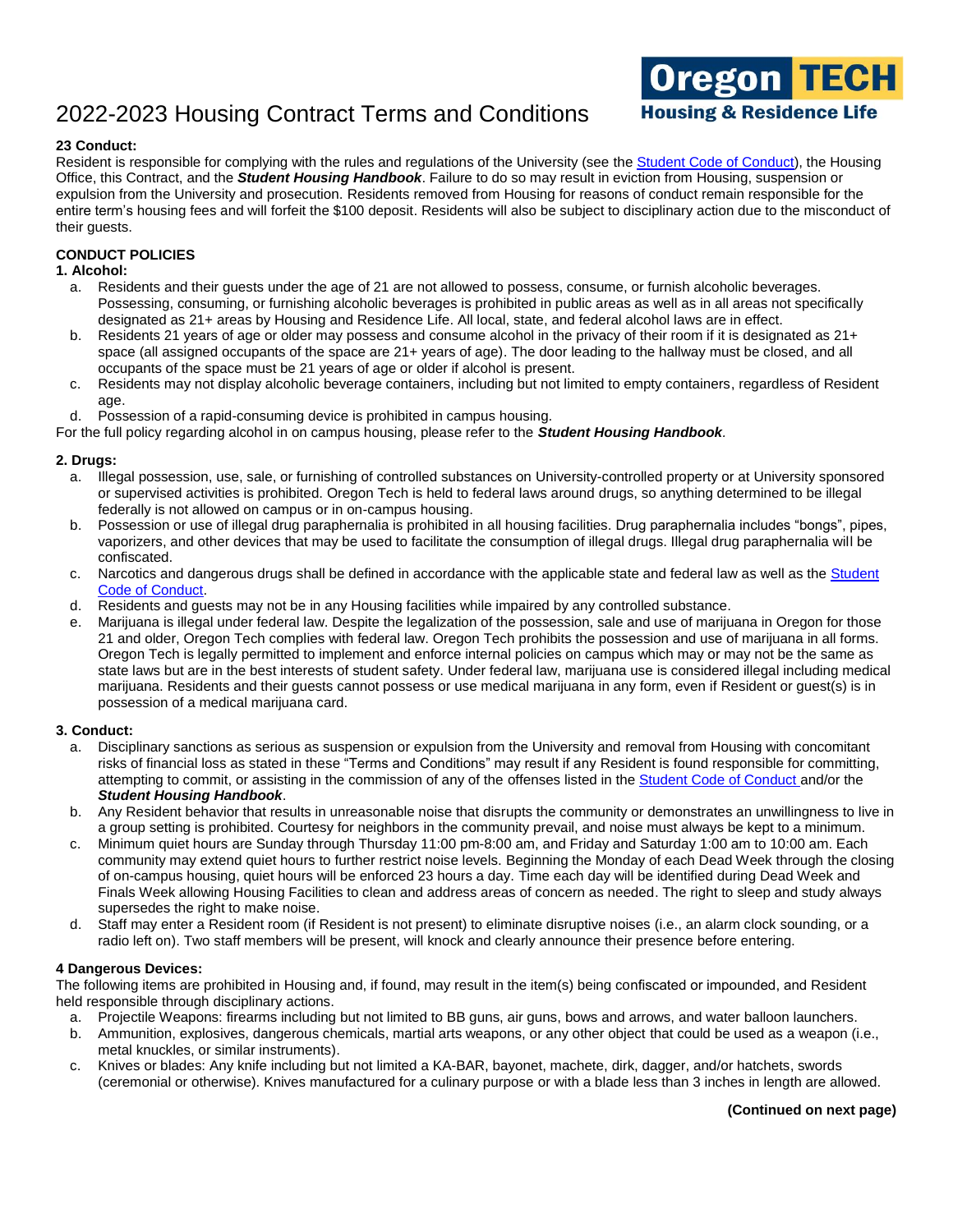# 2022-2023 Housing Contract Terms and Conditions

**23 Conduct:**
Resident is responsible for complying with the rules and regulations of the University (see the [Student Code of Conduct]()), the Housing Office, this Contract, and the ***Student Housing Handbook***. Failure to do so may result in eviction from Housing, suspension or expulsion from the University and prosecution. Residents removed from Housing for reasons of conduct remain responsible for the entire term's housing fees and will forfeit the $100 deposit. Residents will also be subject to disciplinary action due to the misconduct of their guests.

**CONDUCT POLICIES**

**1. Alcohol:**

a. Residents and their guests under the age of 21 are not allowed to possess, consume, or furnish alcoholic beverages. Possessing, consuming, or furnishing alcoholic beverages is prohibited in public areas as well as in all areas not specifically designated as 21+ areas by Housing and Residence Life. All local, state, and federal alcohol laws are in effect.

b. Residents 21 years of age or older may possess and consume alcohol in the privacy of their room if it is designated as 21+ space (all assigned occupants of the space are 21+ years of age). The door leading to the hallway must be closed, and all occupants of the space must be 21 years of age or older if alcohol is present.

c. Residents may not display alcoholic beverage containers, including but not limited to empty containers, regardless of Resident age.

d. Possession of a rapid-consuming device is prohibited in campus housing.

For the full policy regarding alcohol in on campus housing, please refer to the ***Student Housing Handbook***.

**2. Drugs:**

a. Illegal possession, use, sale, or furnishing of controlled substances on University-controlled property or at University sponsored or supervised activities is prohibited. Oregon Tech is held to federal laws around drugs, so anything determined to be illegal federally is not allowed on campus or in on-campus housing.

b. Possession or use of illegal drug paraphernalia is prohibited in all housing facilities. Drug paraphernalia includes "bongs", pipes, vaporizers, and other devices that may be used to facilitate the consumption of illegal drugs. Illegal drug paraphernalia will be confiscated.

c. Narcotics and dangerous drugs shall be defined in accordance with the applicable state and federal law as well as the [Student Code of Conduct]().

d. Residents and guests may not be in any Housing facilities while impaired by any controlled substance.

e. Marijuana is illegal under federal law. Despite the legalization of the possession, sale and use of marijuana in Oregon for those 21 and older, Oregon Tech complies with federal law. Oregon Tech prohibits the possession and use of marijuana in all forms. Oregon Tech is legally permitted to implement and enforce internal policies on campus which may or may not be the same as state laws but are in the best interests of student safety. Under federal law, marijuana use is considered illegal including medical marijuana. Residents and their guests cannot possess or use medical marijuana in any form, even if Resident or guest(s) is in possession of a medical marijuana card.

**3. Conduct:**

a. Disciplinary sanctions as serious as suspension or expulsion from the University and removal from Housing with concomitant risks of financial loss as stated in these "Terms and Conditions" may result if any Resident is found responsible for committing, attempting to commit, or assisting in the commission of any of the offenses listed in the [Student Code of Conduct]() and/or the ***Student Housing Handbook***.

b. Any Resident behavior that results in unreasonable noise that disrupts the community or demonstrates an unwillingness to live in a group setting is prohibited. Courtesy for neighbors in the community prevail, and noise must always be kept to a minimum.

c. Minimum quiet hours are Sunday through Thursday 11:00 pm-8:00 am, and Friday and Saturday 1:00 am to 10:00 am. Each community may extend quiet hours to further restrict noise levels. Beginning the Monday of each Dead Week through the closing of on-campus housing, quiet hours will be enforced 23 hours a day. Time each day will be identified during Dead Week and Finals Week allowing Housing Facilities to clean and address areas of concern as needed. The right to sleep and study always supersedes the right to make noise.

d. Staff may enter a Resident room (if Resident is not present) to eliminate disruptive noises (i.e., an alarm clock sounding, or a radio left on). Two staff members will be present, will knock and clearly announce their presence before entering.

**4 Dangerous Devices:**
The following items are prohibited in Housing and, if found, may result in the item(s) being confiscated or impounded, and Resident held responsible through disciplinary actions.

a. Projectile Weapons: firearms including but not limited to BB guns, air guns, bows and arrows, and water balloon launchers.

b. Ammunition, explosives, dangerous chemicals, martial arts weapons, or any other object that could be used as a weapon (i.e., metal knuckles, or similar instruments).

c. Knives or blades: Any knife including but not limited a KA-BAR, bayonet, machete, dirk, dagger, and/or hatchets, swords (ceremonial or otherwise). Knives manufactured for a culinary purpose or with a blade less than 3 inches in length are allowed.

**(Continued on next page)**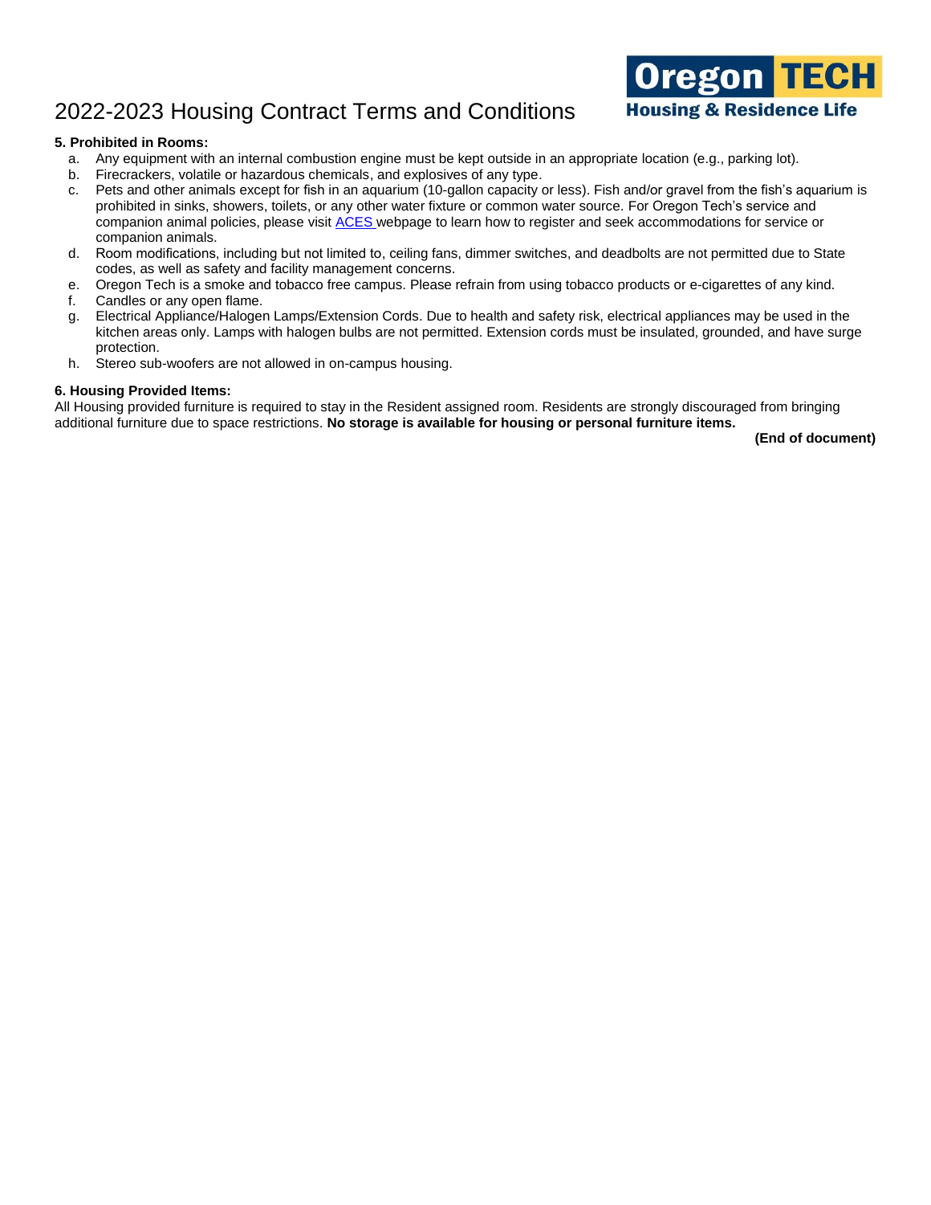**5. Prohibited in Rooms:**

a. Any equipment with an internal combustion engine must be kept outside in an appropriate location (e.g., parking lot).
b. Firecrackers, volatile or hazardous chemicals, and explosives of any type.
c. Pets and other animals except for fish in an aquarium (10-gallon capacity or less). Fish and/or gravel from the fish's aquarium is prohibited in sinks, showers, toilets, or any other water fixture or common water source. For Oregon Tech's service and companion animal policies, please visit ACES webpage to learn how to register and seek accommodations for service or companion animals.
d. Room modifications, including but not limited to, ceiling fans, dimmer switches, and deadbolts are not permitted due to State codes, as well as safety and facility management concerns.
e. Oregon Tech is a smoke and tobacco free campus. Please refrain from using tobacco products or e-cigarettes of any kind.
f. Candles or any open flame.
g. Electrical Appliance/Halogen Lamps/Extension Cords. Due to health and safety risk, electrical appliances may be used in the kitchen areas only. Lamps with halogen bulbs are not permitted. Extension cords must be insulated, grounded, and have surge protection.
h. Stereo sub-woofers are not allowed in on-campus housing.

**6. Housing Provided Items:**

All Housing provided furniture is required to stay in the Resident assigned room. Residents are strongly discouraged from bringing additional furniture due to space restrictions. **No storage is available for housing or personal furniture items.**

**(End of document)**